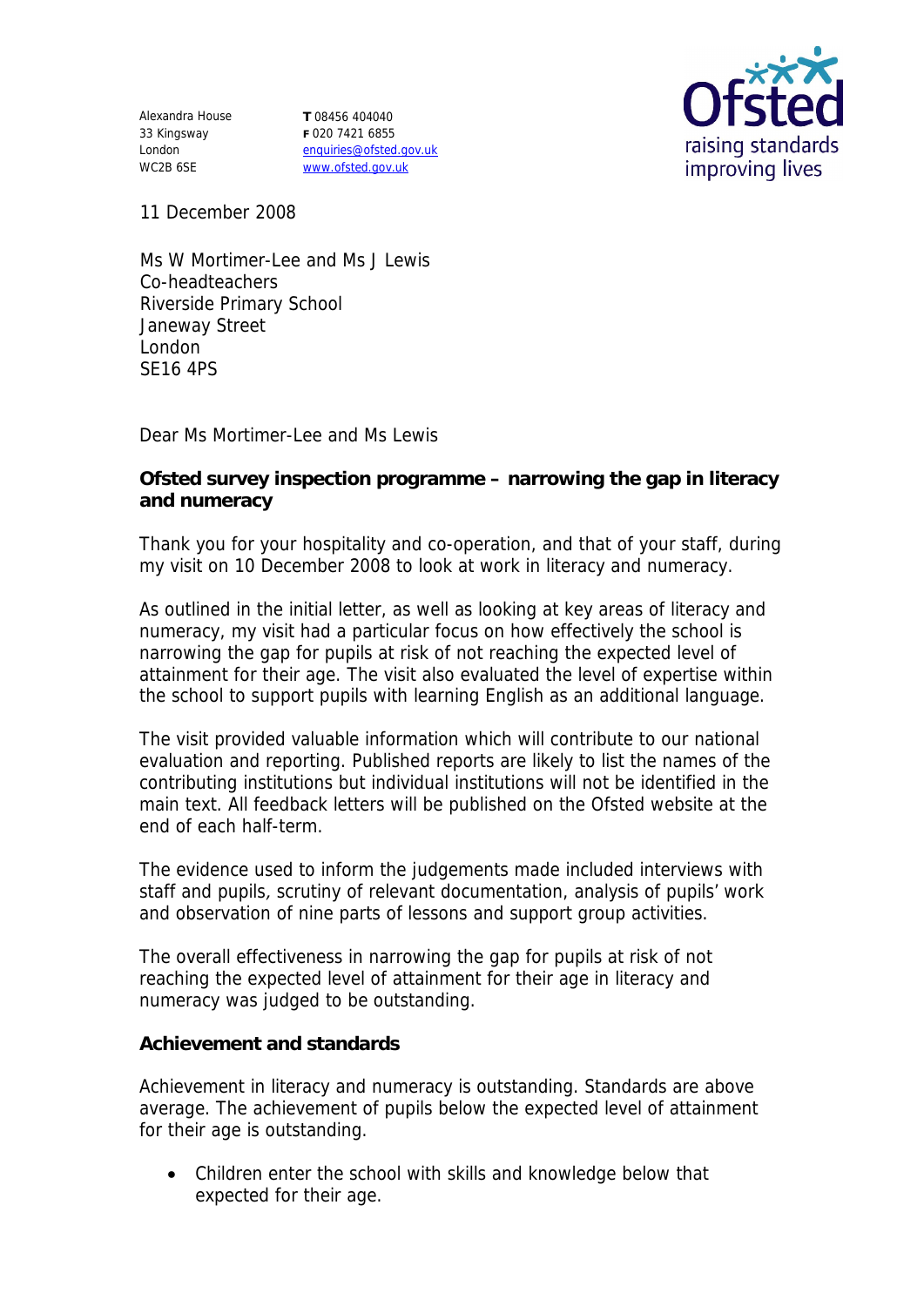Alexandra House
33 Kingsway
London
WC2B 6SE

**T** 08456 404040
**F** 020 7421 6855
enquiries@ofsted.gov.uk
www.ofsted.gov.uk

Ofsted
raising standards
improving lives

11 December 2008

Ms W Mortimer-Lee and Ms J Lewis
Co-headteachers
Riverside Primary School
Janeway Street
London
SE16 4PS

Dear Ms Mortimer-Lee and Ms Lewis

**Ofsted survey inspection programme – narrowing the gap in literacy and numeracy**

Thank you for your hospitality and co-operation, and that of your staff, during my visit on 10 December 2008 to look at work in literacy and numeracy.

As outlined in the initial letter, as well as looking at key areas of literacy and numeracy, my visit had a particular focus on how effectively the school is narrowing the gap for pupils at risk of not reaching the expected level of attainment for their age. The visit also evaluated the level of expertise within the school to support pupils with learning English as an additional language.

The visit provided valuable information which will contribute to our national evaluation and reporting. Published reports are likely to list the names of the contributing institutions but individual institutions will not be identified in the main text. All feedback letters will be published on the Ofsted website at the end of each half-term.

The evidence used to inform the judgements made included interviews with staff and pupils, scrutiny of relevant documentation, analysis of pupils' work and observation of nine parts of lessons and support group activities.

The overall effectiveness in narrowing the gap for pupils at risk of not reaching the expected level of attainment for their age in literacy and numeracy was judged to be outstanding.

**Achievement and standards**

Achievement in literacy and numeracy is outstanding. Standards are above average. The achievement of pupils below the expected level of attainment for their age is outstanding.

- Children enter the school with skills and knowledge below that expected for their age.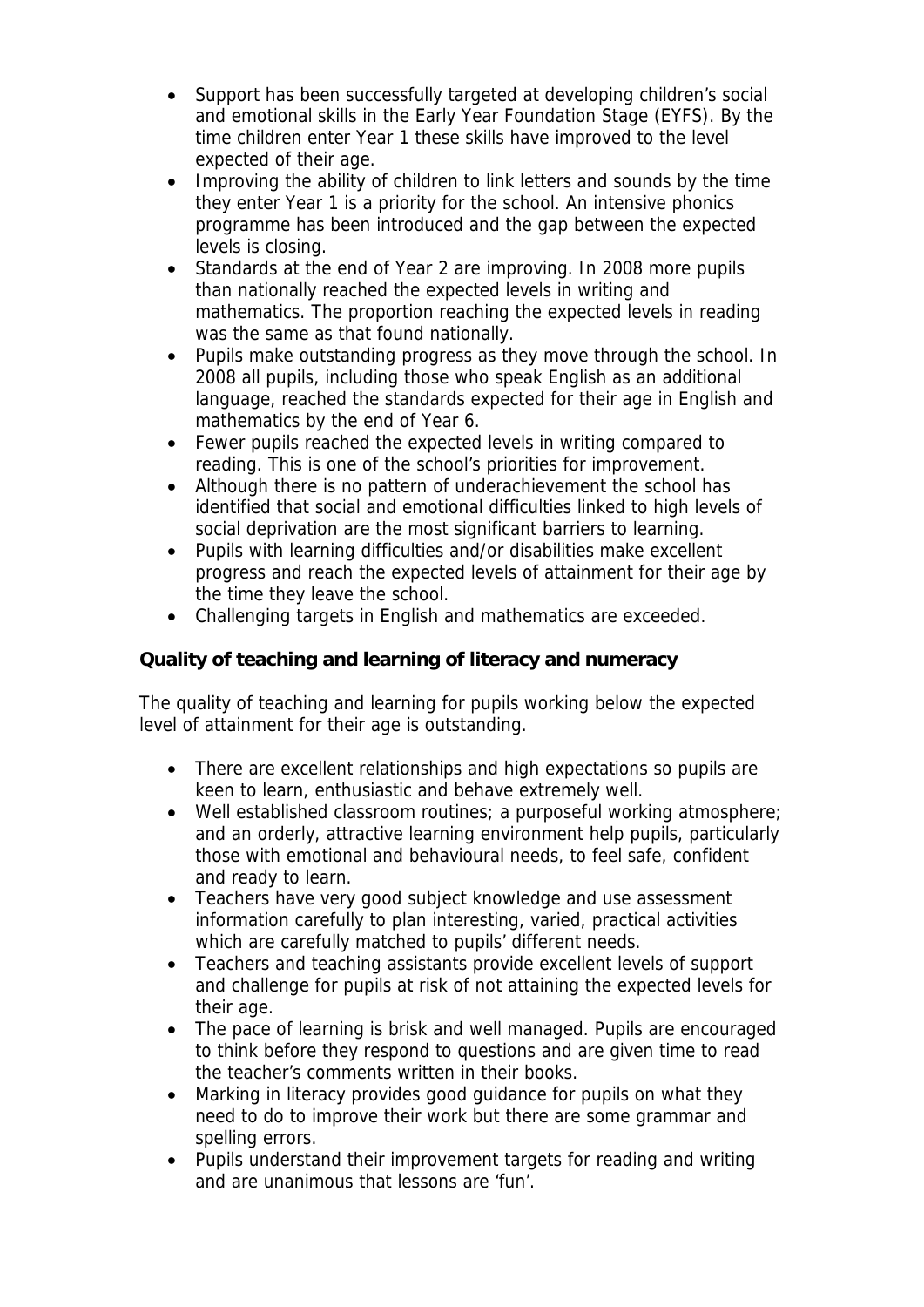- Support has been successfully targeted at developing children's social and emotional skills in the Early Year Foundation Stage (EYFS). By the time children enter Year 1 these skills have improved to the level expected of their age.
- Improving the ability of children to link letters and sounds by the time they enter Year 1 is a priority for the school. An intensive phonics programme has been introduced and the gap between the expected levels is closing.
- Standards at the end of Year 2 are improving. In 2008 more pupils than nationally reached the expected levels in writing and mathematics. The proportion reaching the expected levels in reading was the same as that found nationally.
- Pupils make outstanding progress as they move through the school. In 2008 all pupils, including those who speak English as an additional language, reached the standards expected for their age in English and mathematics by the end of Year 6.
- Fewer pupils reached the expected levels in writing compared to reading. This is one of the school's priorities for improvement.
- Although there is no pattern of underachievement the school has identified that social and emotional difficulties linked to high levels of social deprivation are the most significant barriers to learning.
- Pupils with learning difficulties and/or disabilities make excellent progress and reach the expected levels of attainment for their age by the time they leave the school.
- Challenging targets in English and mathematics are exceeded.

**Quality of teaching and learning of literacy and numeracy**

The quality of teaching and learning for pupils working below the expected level of attainment for their age is outstanding.

- There are excellent relationships and high expectations so pupils are keen to learn, enthusiastic and behave extremely well.
- Well established classroom routines; a purposeful working atmosphere; and an orderly, attractive learning environment help pupils, particularly those with emotional and behavioural needs, to feel safe, confident and ready to learn.
- Teachers have very good subject knowledge and use assessment information carefully to plan interesting, varied, practical activities which are carefully matched to pupils' different needs.
- Teachers and teaching assistants provide excellent levels of support and challenge for pupils at risk of not attaining the expected levels for their age.
- The pace of learning is brisk and well managed. Pupils are encouraged to think before they respond to questions and are given time to read the teacher's comments written in their books.
- Marking in literacy provides good guidance for pupils on what they need to do to improve their work but there are some grammar and spelling errors.
- Pupils understand their improvement targets for reading and writing and are unanimous that lessons are 'fun'.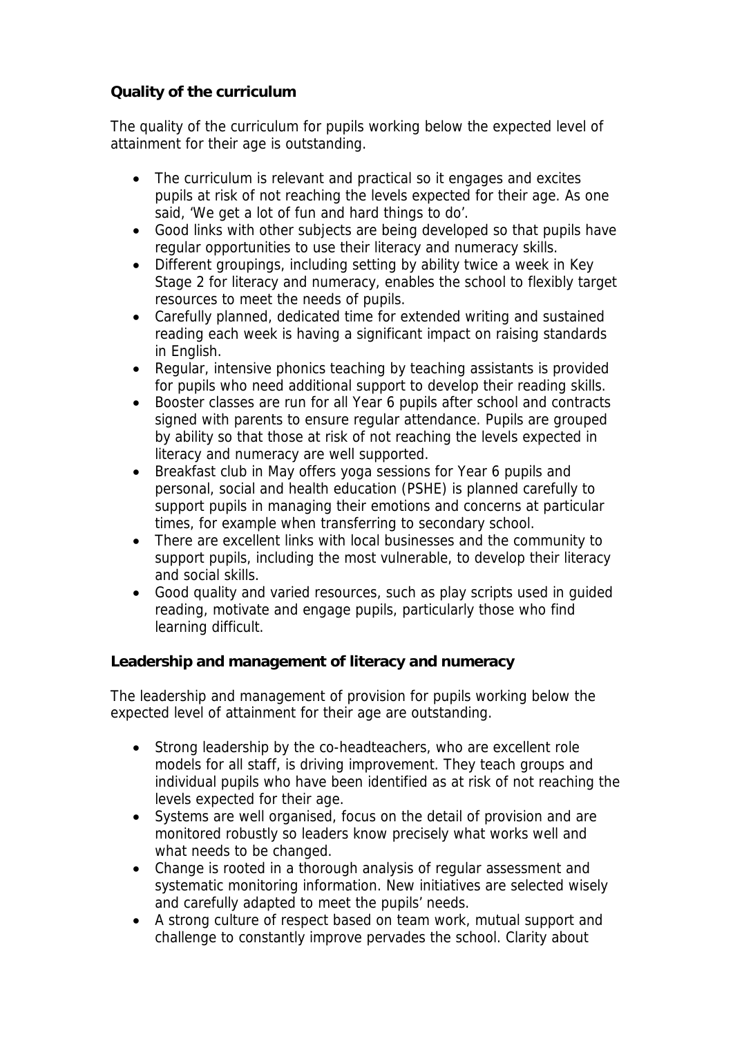**Quality of the curriculum**

The quality of the curriculum for pupils working below the expected level of attainment for their age is outstanding.

- The curriculum is relevant and practical so it engages and excites pupils at risk of not reaching the levels expected for their age. As one said, 'We get a lot of fun and hard things to do'.
- Good links with other subjects are being developed so that pupils have regular opportunities to use their literacy and numeracy skills.
- Different groupings, including setting by ability twice a week in Key Stage 2 for literacy and numeracy, enables the school to flexibly target resources to meet the needs of pupils.
- Carefully planned, dedicated time for extended writing and sustained reading each week is having a significant impact on raising standards in English.
- Regular, intensive phonics teaching by teaching assistants is provided for pupils who need additional support to develop their reading skills.
- Booster classes are run for all Year 6 pupils after school and contracts signed with parents to ensure regular attendance. Pupils are grouped by ability so that those at risk of not reaching the levels expected in literacy and numeracy are well supported.
- Breakfast club in May offers yoga sessions for Year 6 pupils and personal, social and health education (PSHE) is planned carefully to support pupils in managing their emotions and concerns at particular times, for example when transferring to secondary school.
- There are excellent links with local businesses and the community to support pupils, including the most vulnerable, to develop their literacy and social skills.
- Good quality and varied resources, such as play scripts used in guided reading, motivate and engage pupils, particularly those who find learning difficult.

**Leadership and management of literacy and numeracy**

The leadership and management of provision for pupils working below the expected level of attainment for their age are outstanding.

- Strong leadership by the co-headteachers, who are excellent role models for all staff, is driving improvement. They teach groups and individual pupils who have been identified as at risk of not reaching the levels expected for their age.
- Systems are well organised, focus on the detail of provision and are monitored robustly so leaders know precisely what works well and what needs to be changed.
- Change is rooted in a thorough analysis of regular assessment and systematic monitoring information. New initiatives are selected wisely and carefully adapted to meet the pupils' needs.
- A strong culture of respect based on team work, mutual support and challenge to constantly improve pervades the school. Clarity about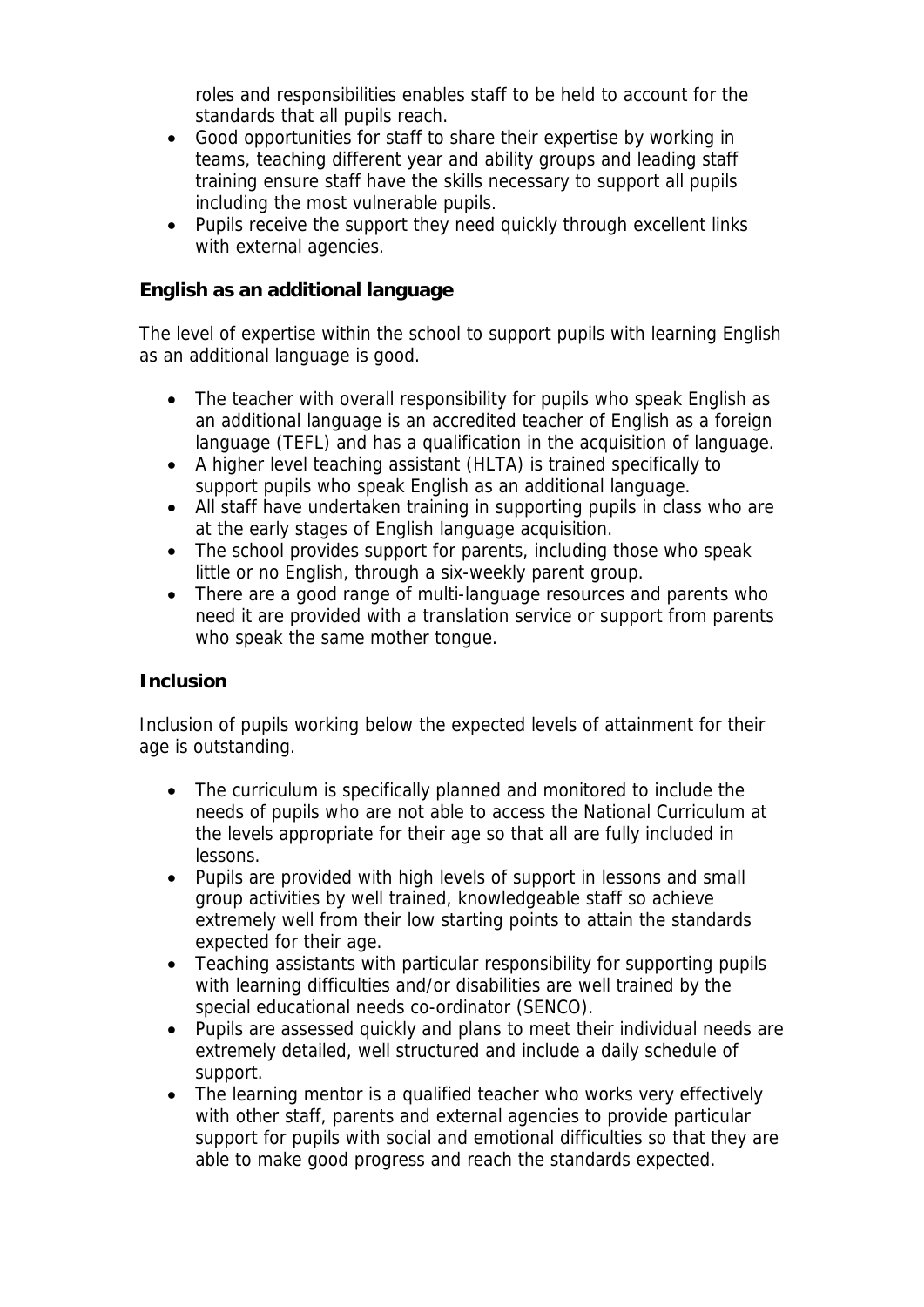roles and responsibilities enables staff to be held to account for the standards that all pupils reach.

- Good opportunities for staff to share their expertise by working in teams, teaching different year and ability groups and leading staff training ensure staff have the skills necessary to support all pupils including the most vulnerable pupils.
- Pupils receive the support they need quickly through excellent links with external agencies.

**English as an additional language**

The level of expertise within the school to support pupils with learning English as an additional language is good.

- The teacher with overall responsibility for pupils who speak English as an additional language is an accredited teacher of English as a foreign language (TEFL) and has a qualification in the acquisition of language.
- A higher level teaching assistant (HLTA) is trained specifically to support pupils who speak English as an additional language.
- All staff have undertaken training in supporting pupils in class who are at the early stages of English language acquisition.
- The school provides support for parents, including those who speak little or no English, through a six-weekly parent group.
- There are a good range of multi-language resources and parents who need it are provided with a translation service or support from parents who speak the same mother tongue.

**Inclusion**

Inclusion of pupils working below the expected levels of attainment for their age is outstanding.

- The curriculum is specifically planned and monitored to include the needs of pupils who are not able to access the National Curriculum at the levels appropriate for their age so that all are fully included in lessons.
- Pupils are provided with high levels of support in lessons and small group activities by well trained, knowledgeable staff so achieve extremely well from their low starting points to attain the standards expected for their age.
- Teaching assistants with particular responsibility for supporting pupils with learning difficulties and/or disabilities are well trained by the special educational needs co-ordinator (SENCO).
- Pupils are assessed quickly and plans to meet their individual needs are extremely detailed, well structured and include a daily schedule of support.
- The learning mentor is a qualified teacher who works very effectively with other staff, parents and external agencies to provide particular support for pupils with social and emotional difficulties so that they are able to make good progress and reach the standards expected.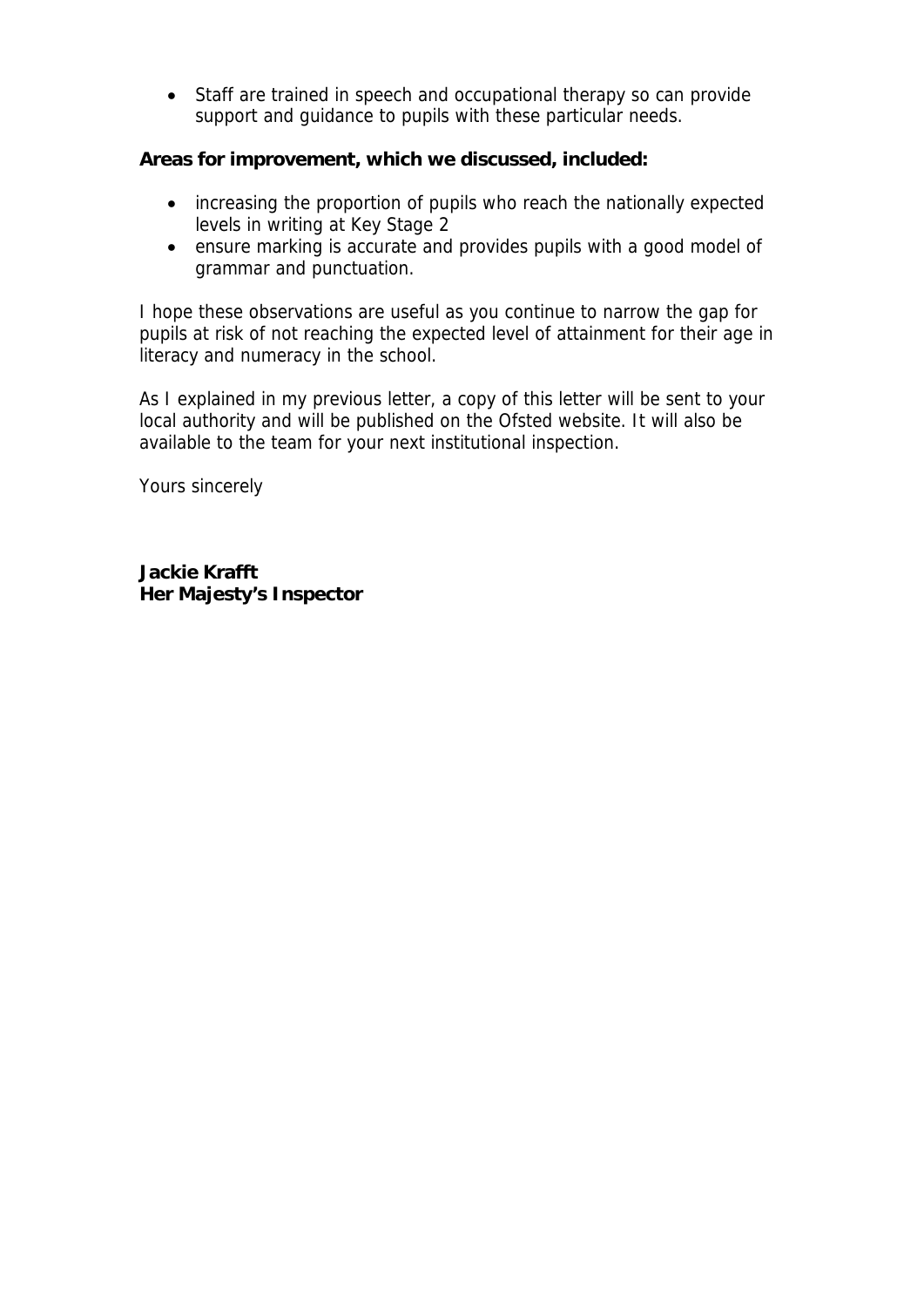- Staff are trained in speech and occupational therapy so can provide support and guidance to pupils with these particular needs.

**Areas for improvement, which we discussed, included:**

- increasing the proportion of pupils who reach the nationally expected levels in writing at Key Stage 2
- ensure marking is accurate and provides pupils with a good model of grammar and punctuation.

I hope these observations are useful as you continue to narrow the gap for pupils at risk of not reaching the expected level of attainment for their age in literacy and numeracy in the school.

As I explained in my previous letter, a copy of this letter will be sent to your local authority and will be published on the Ofsted website. It will also be available to the team for your next institutional inspection.

Yours sincerely

**Jackie Krafft**
**Her Majesty's Inspector**